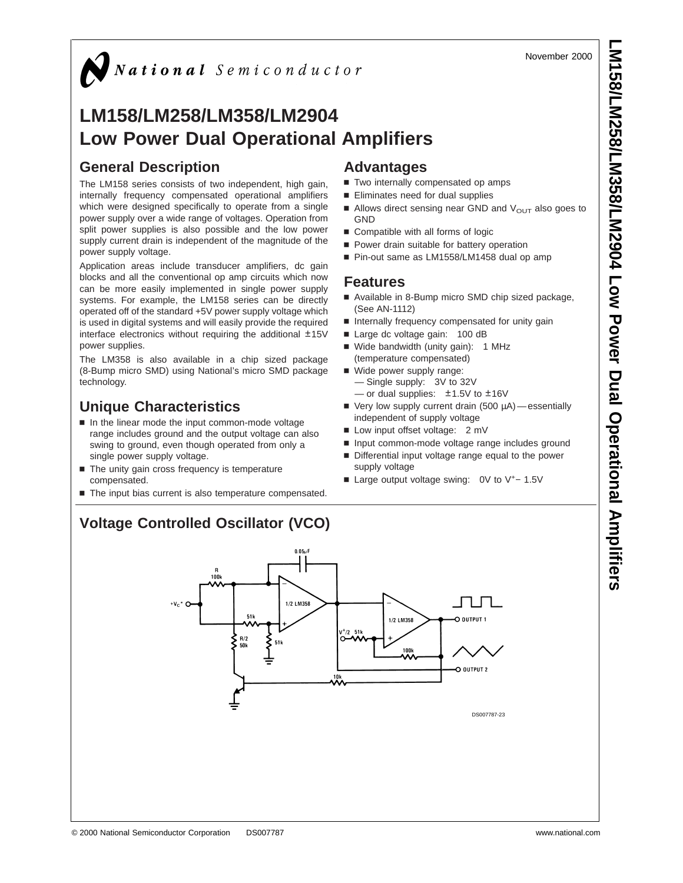November 2000

National Semiconductor

# LM158/LM258/LM358/LM2904 Low Power Dual Operational Amplifiers

## General Description

The LM158 series consists of two independent, high gain, internally frequency compensated operational amplifiers which were designed specifically to operate from a single power supply over a wide range of voltages. Operation from split power supplies is also possible and the low power supply current drain is independent of the magnitude of the power supply voltage.

Application areas include transducer amplifiers, dc gain blocks and all the conventional op amp circuits which now can be more easily implemented in single power supply systems. For example, the LM158 series can be directly operated off of the standard +5V power supply voltage which is used in digital systems and will easily provide the required interface electronics without requiring the additional ±15V power supplies.

The LM358 is also available in a chip sized package (8-Bump micro SMD) using National's micro SMD package technology.

## Unique Characteristics

- In the linear mode the input common-mode voltage range includes ground and the output voltage can also swing to ground, even though operated from only a single power supply voltage.
- The unity gain cross frequency is temperature compensated.
- The input bias current is also temperature compensated.

## Advantages

- Two internally compensated op amps
- Eliminates need for dual supplies
- Allows direct sensing near GND and $V_{OUT}$ also goes to GND
- Compatible with all forms of logic
- Power drain suitable for battery operation
- Pin-out same as LM1558/LM1458 dual op amp

## Features

- Available in 8-Bump micro SMD chip sized package, (See AN-1112)
- Internally frequency compensated for unity gain
- Large dc voltage gain: 100 dB
- Wide bandwidth (unity gain): 1 MHz (temperature compensated)
- Wide power supply range:
  - — Single supply: 3V to 32V
  - — or dual supplies: ±1.5V to ±16V
- Very low supply current drain (500 µA) — essentially independent of supply voltage
- Low input offset voltage: 2 mV
- Input common-mode voltage range includes ground
- Differential input voltage range equal to the power supply voltage
- Large output voltage swing: 0V to $V^+ - 1.5V$

## Voltage Controlled Oscillator (VCO)

DS007787-23

© 2000 National Semiconductor Corporation DS007787 www.national.com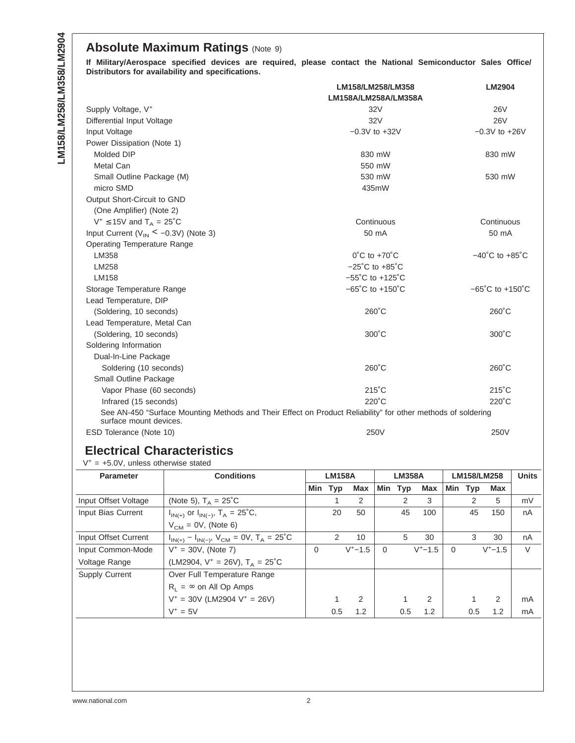## Absolute Maximum Ratings (Note 9)

**If Military/Aerospace specified devices are required, please contact the National Semiconductor Sales Office/ Distributors for availability and specifications.**

| | LM158/LM258/LM358 LM158A/LM258A/LM358A | LM2904 |
|---|---|---|
| Supply Voltage, $V^+$ | 32V | 26V |
| Differential Input Voltage | 32V | 26V |
| Input Voltage | −0.3V to +32V | −0.3V to +26V |
| Power Dissipation (Note 1) | | |
| Molded DIP | 830 mW | 830 mW |
| Metal Can | 550 mW | |
| Small Outline Package (M) | 530 mW | 530 mW |
| micro SMD | 435mW | |
| Output Short-Circuit to GND | | |
| (One Amplifier) (Note 2) | | |
| $V^+ \leq 15V$ and $T_A = 25°C$ | Continuous | Continuous |
| Input Current ($V_{IN} < -0.3V$) (Note 3) | 50 mA | 50 mA |
| Operating Temperature Range | | |
| LM358 | 0˚C to +70˚C | −40˚C to +85˚C |
| LM258 | −25˚C to +85˚C | |
| LM158 | −55˚C to +125˚C | |
| Storage Temperature Range | −65˚C to +150˚C | −65˚C to +150˚C |
| Lead Temperature, DIP | | |
| (Soldering, 10 seconds) | 260˚C | 260˚C |
| Lead Temperature, Metal Can | | |
| (Soldering, 10 seconds) | 300˚C | 300˚C |
| Soldering Information | | |
| Dual-In-Line Package | | |
| Soldering (10 seconds) | 260˚C | 260˚C |
| Small Outline Package | | |
| Vapor Phase (60 seconds) | 215˚C | 215˚C |
| Infrared (15 seconds) | 220˚C | 220˚C |

See AN-450 "Surface Mounting Methods and Their Effect on Product Reliability" for other methods of soldering surface mount devices.

| | LM158/LM258/LM358 LM158A/LM258A/LM358A | LM2904 |
|---|---|---|
| ESD Tolerance (Note 10) | 250V | 250V |

## Electrical Characteristics

$V^+ = +5.0V$, unless otherwise stated

| Parameter | Conditions | LM158A | | | LM358A | | | LM158/LM258 | | | Units |
|---|---|---|---|---|---|---|---|---|---|---|---|
| | | Min | Typ | Max | Min | Typ | Max | Min | Typ | Max | |
| Input Offset Voltage | (Note 5), $T_A = 25°C$ | | 1 | 2 | | 2 | 3 | | 2 | 5 | mV |
| Input Bias Current | $I_{IN(+)}$ or $I_{IN(-)}$, $T_A = 25°C$, $V_{CM} = 0V$, (Note 6) | | 20 | 50 | | 45 | 100 | | 45 | 150 | nA |
| Input Offset Current | $I_{IN(+)} - I_{IN(-)}$, $V_{CM} = 0V$, $T_A = 25°C$ | | 2 | 10 | | 5 | 30 | | 3 | 30 | nA |
| Input Common-Mode Voltage Range | $V^+ = 30V$, (Note 7) (LM2904, $V^+ = 26V$), $T_A = 25°C$ | 0 | | $V^+-1.5$ | 0 | | $V^+-1.5$ | 0 | | $V^+-1.5$ | V |
| Supply Current | Over Full Temperature Range $R_L = \infty$ on All Op Amps | | | | | | | | | | |
| | $V^+ = 30V$ (LM2904 $V^+ = 26V$) | | 1 | 2 | | 1 | 2 | | 1 | 2 | mA |
| | $V^+ = 5V$ | | 0.5 | 1.2 | | 0.5 | 1.2 | | 0.5 | 1.2 | mA |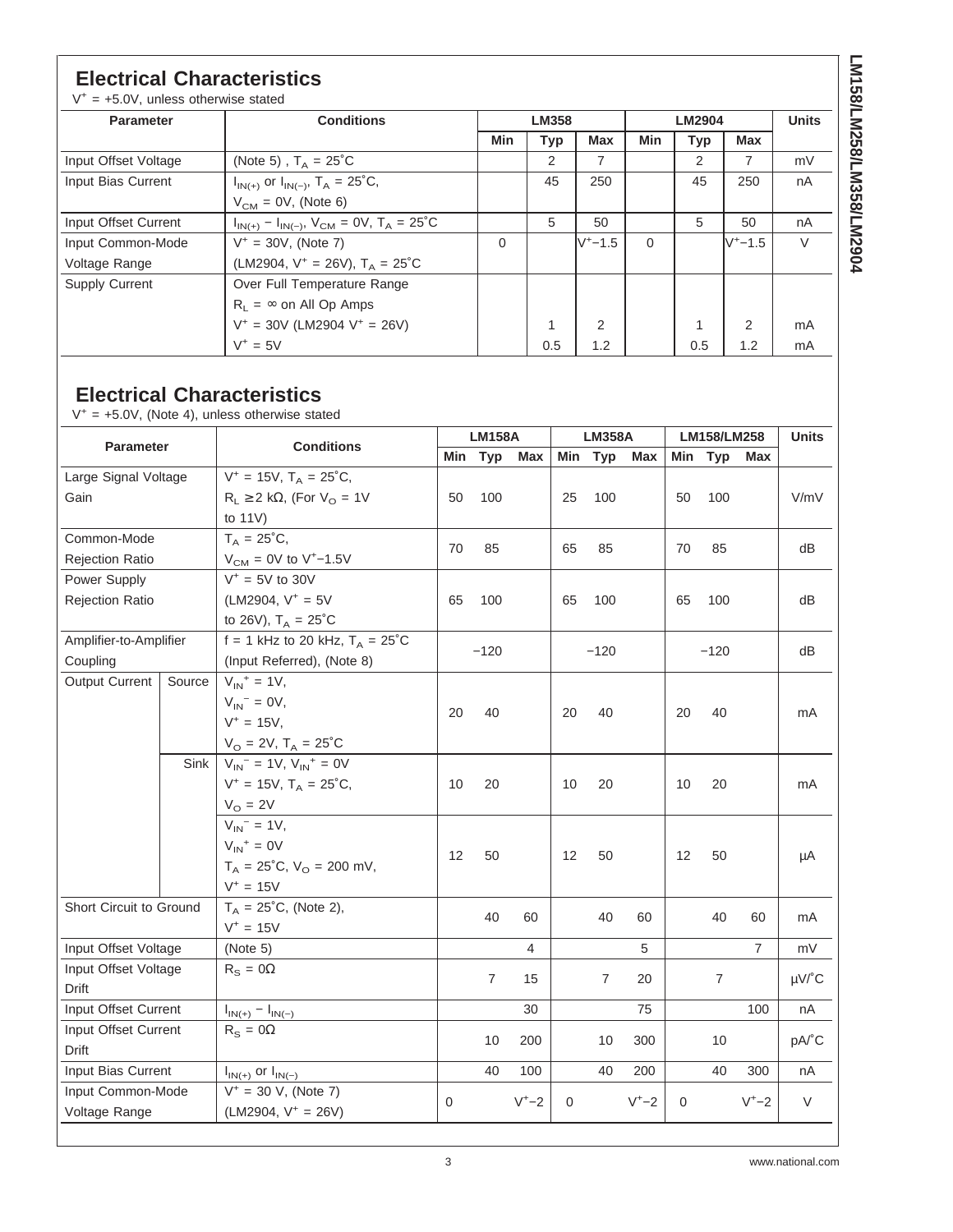## Electrical Characteristics

$V^+ = +5.0V$, unless otherwise stated

| Parameter | Conditions | LM358 | | | LM2904 | | | Units |
|---|---|---|---|---|---|---|---|---|
| | | Min | Typ | Max | Min | Typ | Max | |
| Input Offset Voltage | (Note 5) , $T_A = 25°C$ | | 2 | 7 | | 2 | 7 | mV |
| Input Bias Current | $I_{IN(+)}$ or $I_{IN(-)}$, $T_A = 25°C$, $V_{CM} = 0V$, (Note 6) | | 45 | 250 | | 45 | 250 | nA |
| Input Offset Current | $I_{IN(+)} - I_{IN(-)}$, $V_{CM} = 0V$, $T_A = 25°C$ | | 5 | 50 | | 5 | 50 | nA |
| Input Common-Mode Voltage Range | $V^+ = 30V$, (Note 7) (LM2904, $V^+ = 26V$), $T_A = 25°C$ | 0 | | $V^+-1.5$ | 0 | | $V^+-1.5$ | V |
| Supply Current | Over Full Temperature Range $R_L = \infty$ on All Op Amps | | | | | | | |
| | $V^+ = 30V$ (LM2904 $V^+ = 26V$) | | 1 | 2 | | 1 | 2 | mA |
| | $V^+ = 5V$ | | 0.5 | 1.2 | | 0.5 | 1.2 | mA |

## Electrical Characteristics

$V^+ = +5.0V$, (Note 4), unless otherwise stated

| Parameter | | Conditions | LM158A | | | LM358A | | | LM158/LM258 | | | Units |
|---|---|---|---|---|---|---|---|---|---|---|---|---|
| | | | Min | Typ | Max | Min | Typ | Max | Min | Typ | Max | |
| Large Signal Voltage Gain | | $V^+ = 15V$, $T_A = 25°C$, $R_L \geq 2\ k\Omega$, (For $V_O = 1V$ to 11V) | 50 | 100 | | 25 | 100 | | 50 | 100 | | V/mV |
| Common-Mode Rejection Ratio | | $T_A = 25°C$, $V_{CM} = 0V$ to $V^+-1.5V$ | 70 | 85 | | 65 | 85 | | 70 | 85 | | dB |
| Power Supply Rejection Ratio | | $V^+ = 5V$ to 30V (LM2904, $V^+ = 5V$ to 26V), $T_A = 25°C$ | 65 | 100 | | 65 | 100 | | 65 | 100 | | dB |
| Amplifier-to-Amplifier Coupling | | f = 1 kHz to 20 kHz, $T_A = 25°C$ (Input Referred), (Note 8) | | −120 | | | −120 | | | −120 | | dB |
| Output Current | Source | $V_{IN}^+ = 1V$, $V_{IN}^- = 0V$, $V^+ = 15V$, $V_O = 2V$, $T_A = 25°C$ | 20 | 40 | | 20 | 40 | | 20 | 40 | | mA |
| | Sink | $V_{IN}^- = 1V$, $V_{IN}^+ = 0V$ $V^+ = 15V$, $T_A = 25°C$, $V_O = 2V$ | 10 | 20 | | 10 | 20 | | 10 | 20 | | mA |
| | | $V_{IN}^- = 1V$, $V_{IN}^+ = 0V$ $T_A = 25°C$, $V_O = 200$ mV, $V^+ = 15V$ | 12 | 50 | | 12 | 50 | | 12 | 50 | | μA |
| Short Circuit to Ground | | $T_A = 25°C$, (Note 2), $V^+ = 15V$ | | 40 | 60 | | 40 | 60 | | 40 | 60 | mA |
| Input Offset Voltage | | (Note 5) | | | 4 | | | 5 | | | 7 | mV |
| Input Offset Voltage Drift | | $R_S = 0\Omega$ | | 7 | 15 | | 7 | 20 | | 7 | | μV/°C |
| Input Offset Current | | $I_{IN(+)} - I_{IN(-)}$ | | | 30 | | | 75 | | | 100 | nA |
| Input Offset Current Drift | | $R_S = 0\Omega$ | | 10 | 200 | | 10 | 300 | | 10 | | pA/°C |
| Input Bias Current | | $I_{IN(+)}$ or $I_{IN(-)}$ | | 40 | 100 | | 40 | 200 | | 40 | 300 | nA |
| Input Common-Mode Voltage Range | | $V^+ = 30$ V, (Note 7) (LM2904, $V^+ = 26V$) | 0 | | $V^+-2$ | 0 | | $V^+-2$ | 0 | | $V^+-2$ | V |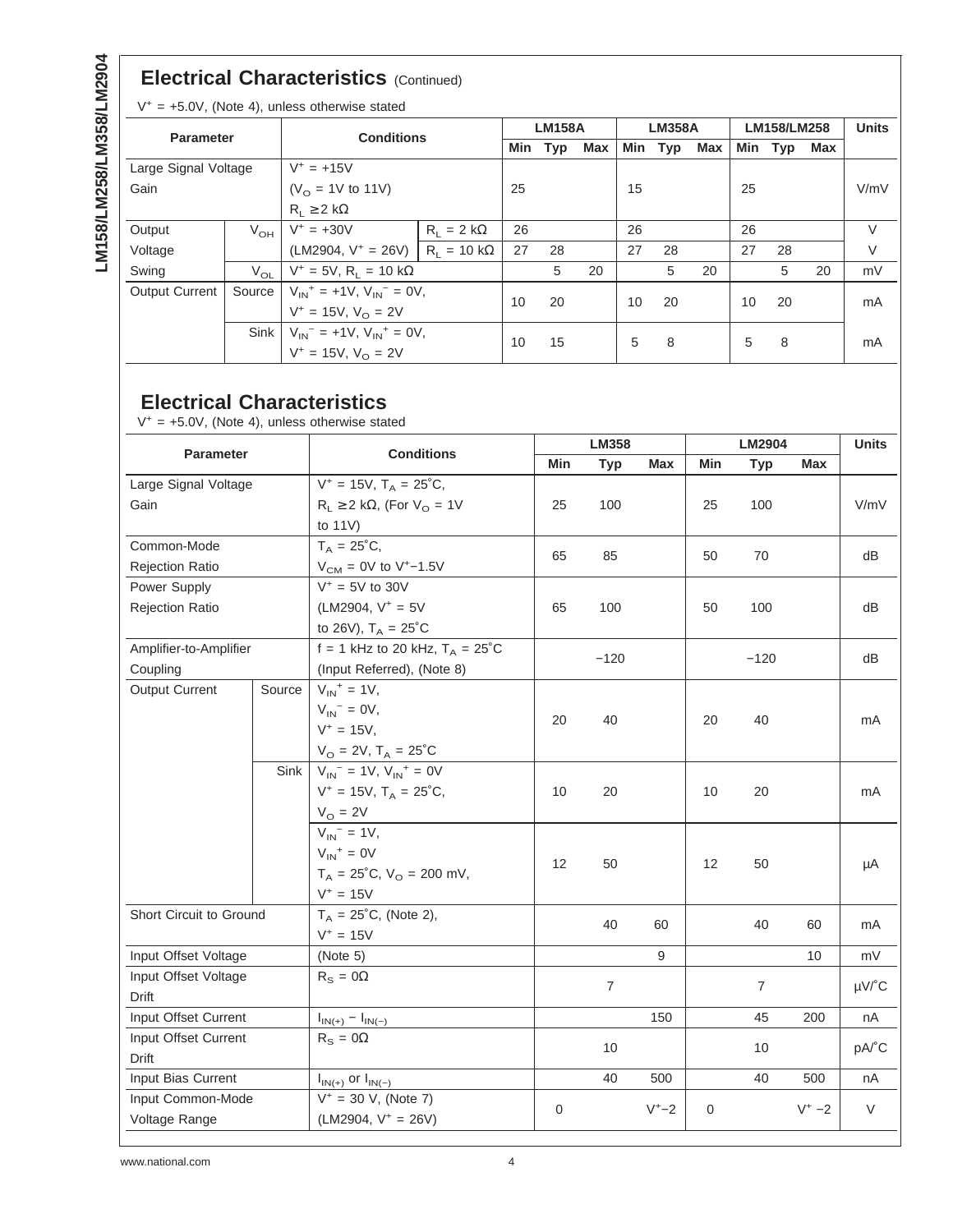## Electrical Characteristics (Continued)

$V^+ = +5.0V$, (Note 4), unless otherwise stated

| Parameter | | Conditions | | LM158A | | | LM358A | | | LM158/LM258 | | | Units |
|---|---|---|---|---|---|---|---|---|---|---|---|---|---|
| | | | | Min | Typ | Max | Min | Typ | Max | Min | Typ | Max | |
| Large Signal Voltage Gain | | $V^+ = +15V$ ($V_O$ = 1V to 11V) $R_L \geq 2\ k\Omega$ | | 25 | | | 15 | | | 25 | | | V/mV |
| Output Voltage Swing | $V_{OH}$ | $V^+ = +30V$ | $R_L = 2\ k\Omega$ | 26 | | | 26 | | | 26 | | | V |
| | | (LM2904, $V^+ = 26V$) | $R_L = 10\ k\Omega$ | 27 | 28 | | 27 | 28 | | 27 | 28 | | V |
| | $V_{OL}$ | $V^+ = 5V$, $R_L = 10\ k\Omega$ | | | 5 | 20 | | 5 | 20 | | 5 | 20 | mV |
| Output Current | Source | $V_{IN}^+ = +1V$, $V_{IN}^- = 0V$, $V^+ = 15V$, $V_O = 2V$ | | 10 | 20 | | 10 | 20 | | 10 | 20 | | mA |
| | Sink | $V_{IN}^- = +1V$, $V_{IN}^+ = 0V$, $V^+ = 15V$, $V_O = 2V$ | | 10 | 15 | | 5 | 8 | | 5 | 8 | | mA |

## Electrical Characteristics

$V^+ = +5.0V$, (Note 4), unless otherwise stated

| Parameter | | Conditions | LM358 | | | LM2904 | | | Units |
|---|---|---|---|---|---|---|---|---|---|
| | | | Min | Typ | Max | Min | Typ | Max | |
| Large Signal Voltage Gain | | $V^+ = 15V$, $T_A = 25^\circ C$, $R_L \geq 2\ k\Omega$, (For $V_O$ = 1V to 11V) | 25 | 100 | | 25 | 100 | | V/mV |
| Common-Mode Rejection Ratio | | $T_A = 25^\circ C$, $V_{CM}$ = 0V to $V^+-1.5V$ | 65 | 85 | | 50 | 70 | | dB |
| Power Supply Rejection Ratio | | $V^+$ = 5V to 30V (LM2904, $V^+$ = 5V to 26V), $T_A = 25^\circ C$ | 65 | 100 | | 50 | 100 | | dB |
| Amplifier-to-Amplifier Coupling | | f = 1 kHz to 20 kHz, $T_A = 25^\circ C$ (Input Referred), (Note 8) | | −120 | | | −120 | | dB |
| Output Current | Source | $V_{IN}^+ = 1V$, $V_{IN}^- = 0V$, $V^+ = 15V$, $V_O = 2V$, $T_A = 25^\circ C$ | 20 | 40 | | 20 | 40 | | mA |
| | Sink | $V_{IN}^- = 1V$, $V_{IN}^+ = 0V$ $V^+ = 15V$, $T_A = 25^\circ C$, $V_O = 2V$ | 10 | 20 | | 10 | 20 | | mA |
| | | $V_{IN}^- = 1V$, $V_{IN}^+ = 0V$ $T_A = 25^\circ C$, $V_O$ = 200 mV, $V^+ = 15V$ | 12 | 50 | | 12 | 50 | | µA |
| Short Circuit to Ground | | $T_A = 25^\circ C$, (Note 2), $V^+ = 15V$ | | 40 | 60 | | 40 | 60 | mA |
| Input Offset Voltage | | (Note 5) | | | 9 | | | 10 | mV |
| Input Offset Voltage Drift | | $R_S = 0\Omega$ | | 7 | | | 7 | | µV/˚C |
| Input Offset Current | | $I_{IN(+)} - I_{IN(-)}$ | | | 150 | | 45 | 200 | nA |
| Input Offset Current Drift | | $R_S = 0\Omega$ | | 10 | | | 10 | | pA/˚C |
| Input Bias Current | | $I_{IN(+)}$ or $I_{IN(-)}$ | | 40 | 500 | | 40 | 500 | nA |
| Input Common-Mode Voltage Range | | $V^+$ = 30 V, (Note 7) (LM2904, $V^+$ = 26V) | 0 | | $V^+-2$ | 0 | | $V^+-2$ | V |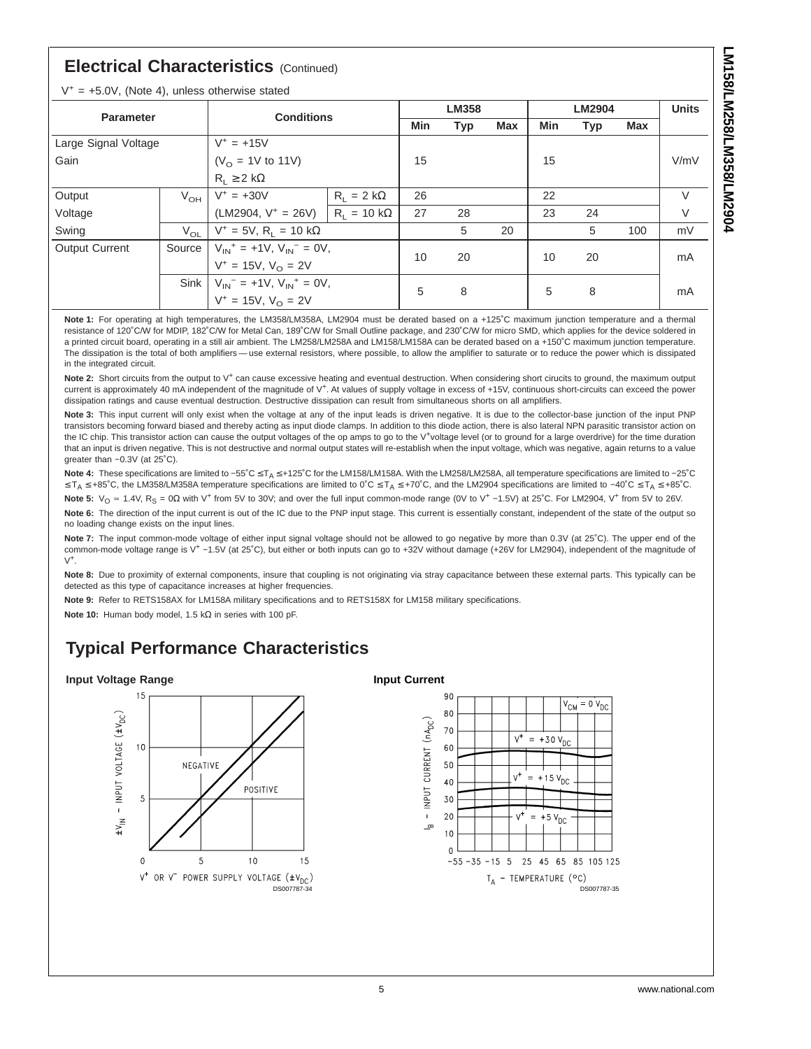## Electrical Characteristics (Continued)

$V^+ = +5.0V$, (Note 4), unless otherwise stated

| Parameter | | Conditions | | LM358 | | | LM2904 | | | Units |
|---|---|---|---|---|---|---|---|---|---|---|
| | | | | Min | Typ | Max | Min | Typ | Max | |
| Large Signal Voltage Gain | | $V^+ = +15V$ ($V_O$ = 1V to 11V) $R_L \geq 2\ k\Omega$ | | 15 | | | 15 | | | V/mV |
| Output Voltage Swing | $V_{OH}$ | $V^+ = +30V$ | $R_L = 2\ k\Omega$ | 26 | | | 22 | | | V |
| | | (LM2904, $V^+$ = 26V) | $R_L = 10\ k\Omega$ | 27 | 28 | | 23 | 24 | | V |
| | $V_{OL}$ | $V^+ = 5V$, $R_L = 10\ k\Omega$ | | | 5 | 20 | | 5 | 100 | mV |
| Output Current | Source | $V_{IN}^+ = +1V$, $V_{IN}^- = 0V$, $V^+ = 15V$, $V_O = 2V$ | | 10 | 20 | | 10 | 20 | | mA |
| | Sink | $V_{IN}^- = +1V$, $V_{IN}^+ = 0V$, $V^+ = 15V$, $V_O = 2V$ | | 5 | 8 | | 5 | 8 | | mA |

**Note 1:** For operating at high temperatures, the LM358/LM358A, LM2904 must be derated based on a +125˚C maximum junction temperature and a thermal resistance of 120˚C/W for MDIP, 182˚C/W for Metal Can, 189˚C/W for Small Outline package, and 230˚C/W for micro SMD, which applies for the device soldered in a printed circuit board, operating in a still air ambient. The LM258/LM258A and LM158/LM158A can be derated based on a +150˚C maximum junction temperature. The dissipation is the total of both amplifiers — use external resistors, where possible, to allow the amplifier to saturate or to reduce the power which is dissipated in the integrated circuit.

**Note 2:** Short circuits from the output to $V^+$ can cause excessive heating and eventual destruction. When considering short circuits to ground, the maximum output current is approximately 40 mA independent of the magnitude of $V^+$. At values of supply voltage in excess of +15V, continuous short-circuits can exceed the power dissipation ratings and cause eventual destruction. Destructive dissipation can result from simultaneous shorts on all amplifiers.

**Note 3:** This input current will only exist when the voltage at any of the input leads is driven negative. It is due to the collector-base junction of the input PNP transistors becoming forward biased and thereby acting as input diode clamps. In addition to this diode action, there is also lateral NPN parasitic transistor action on the IC chip. This transistor action can cause the output voltages of the op amps to go to the $V^+$voltage level (or to ground for a large overdrive) for the time duration that an input is driven negative. This is not destructive and normal output states will re-establish when the input voltage, which was negative, again returns to a value greater than −0.3V (at 25˚C).

**Note 4:** These specifications are limited to $-55˚C \leq T_A \leq +125˚C$ for the LM158/LM158A. With the LM258/LM258A, all temperature specifications are limited to $-25˚C \leq T_A \leq +85˚C$, the LM358/LM358A temperature specifications are limited to $0˚C \leq T_A \leq +70˚C$, and the LM2904 specifications are limited to $-40˚C \leq T_A \leq +85˚C$.

**Note 5:** $V_O \simeq 1.4V$, $R_S = 0\Omega$ with $V^+$ from 5V to 30V; and over the full input common-mode range (0V to $V^+$ −1.5V) at 25˚C. For LM2904, $V^+$ from 5V to 26V.

**Note 6:** The direction of the input current is out of the IC due to the PNP input stage. This current is essentially constant, independent of the state of the output so no loading change exists on the input lines.

**Note 7:** The input common-mode voltage of either input signal voltage should not be allowed to go negative by more than 0.3V (at 25˚C). The upper end of the common-mode voltage range is $V^+$ −1.5V (at 25˚C), but either or both inputs can go to +32V without damage (+26V for LM2904), independent of the magnitude of $V^+$.

**Note 8:** Due to proximity of external components, insure that coupling is not originating via stray capacitance between these external parts. This typically can be detected as this type of capacitance increases at higher frequencies.

**Note 9:** Refer to RETS158AX for LM158A military specifications and to RETS158X for LM158 military specifications.

**Note 10:** Human body model, 1.5 kΩ in series with 100 pF.

## Typical Performance Characteristics

**Input Voltage Range**

DS007787-34

**Input Current**

DS007787-35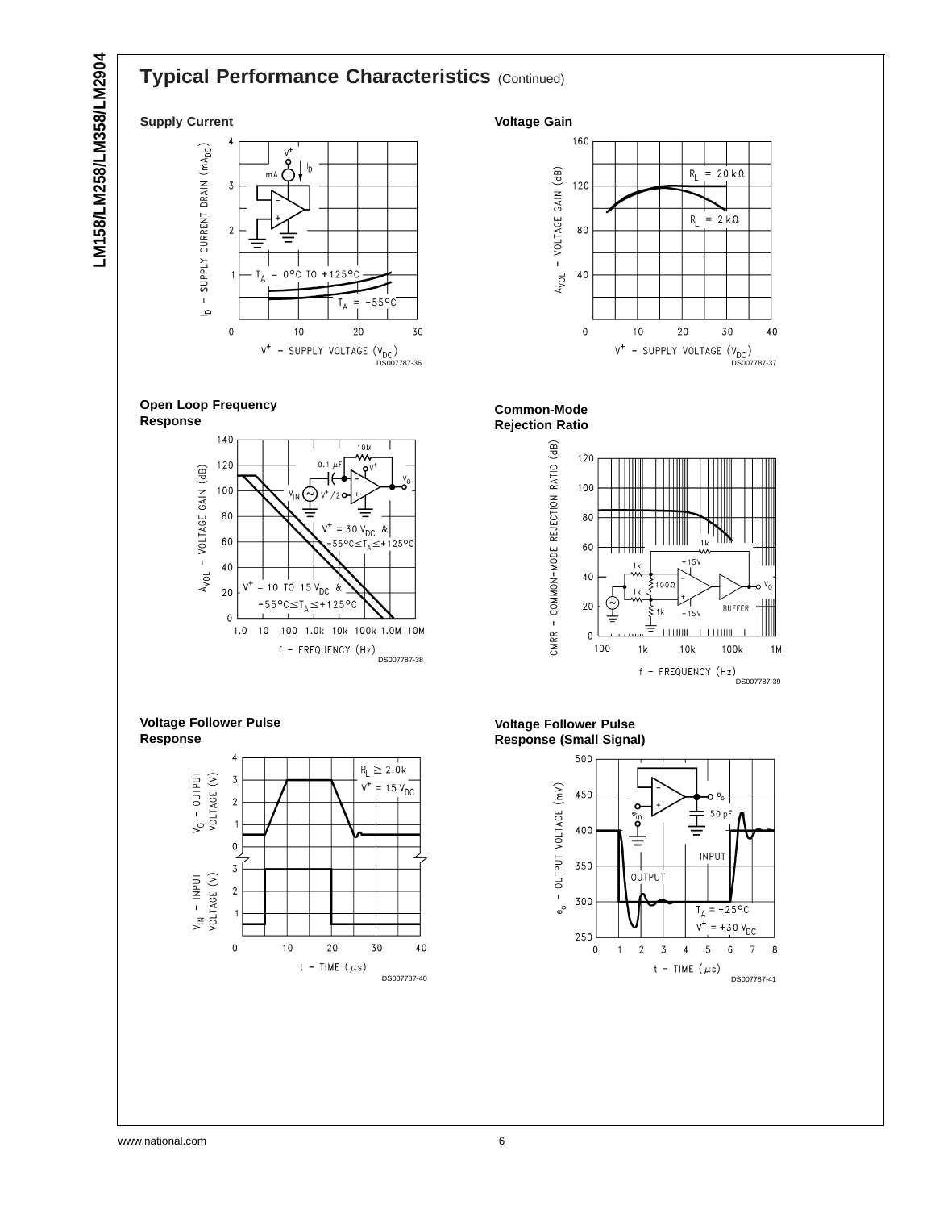## Typical Performance Characteristics (Continued)

### Supply Current

DS007787-36

### Voltage Gain

DS007787-37

### Open Loop Frequency Response

DS007787-38

### Common-Mode Rejection Ratio

DS007787-39

### Voltage Follower Pulse Response

DS007787-40

### Voltage Follower Pulse Response (Small Signal)

DS007787-41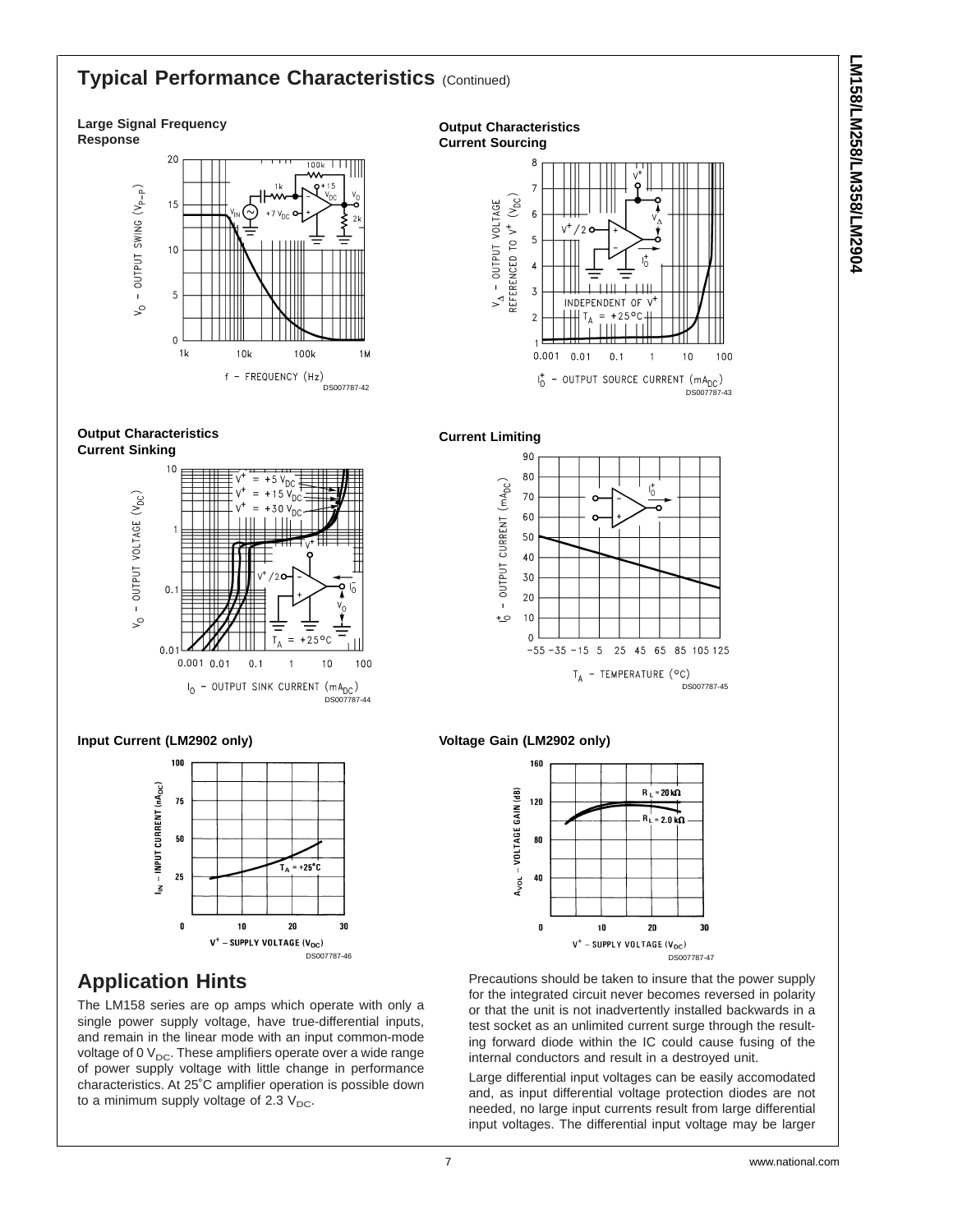## Typical Performance Characteristics (Continued)

**Large Signal Frequency Response**

DS007787-42

**Output Characteristics Current Sourcing**

DS007787-43

**Output Characteristics Current Sinking**

DS007787-44

**Current Limiting**

DS007787-45

**Input Current (LM2902 only)**

DS007787-46

**Voltage Gain (LM2902 only)**

DS007787-47

## Application Hints

The LM158 series are op amps which operate with only a single power supply voltage, have true-differential inputs, and remain in the linear mode with an input common-mode voltage of 0 $V_{DC}$. These amplifiers operate over a wide range of power supply voltage with little change in performance characteristics. At 25˚C amplifier operation is possible down to a minimum supply voltage of 2.3 $V_{DC}$.

Precautions should be taken to insure that the power supply for the integrated circuit never becomes reversed in polarity or that the unit is not inadvertently installed backwards in a test socket as an unlimited current surge through the resulting forward diode within the IC could cause fusing of the internal conductors and result in a destroyed unit.

Large differential input voltages can be easily accomodated and, as input differential voltage protection diodes are not needed, no large input currents result from large differential input voltages. The differential input voltage may be larger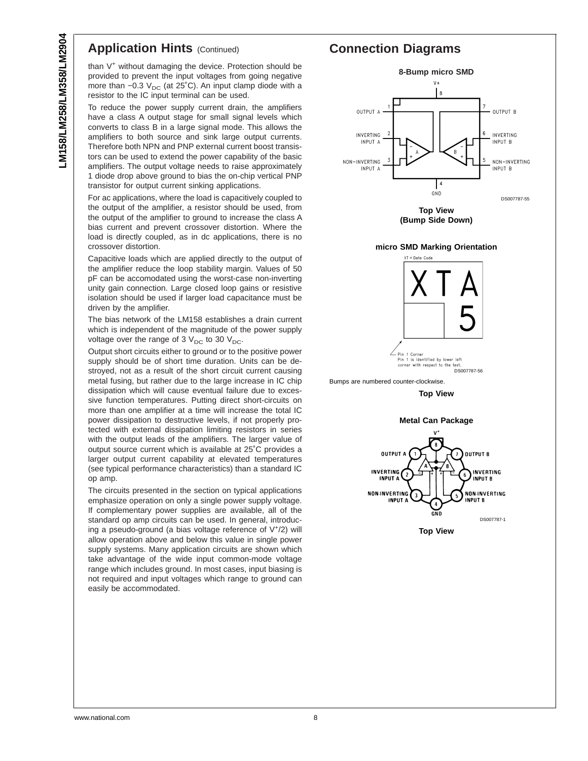## Application Hints (Continued)

than $V^+$ without damaging the device. Protection should be provided to prevent the input voltages from going negative more than $-0.3\ V_{DC}$ (at 25˚C). An input clamp diode with a resistor to the IC input terminal can be used.

To reduce the power supply current drain, the amplifiers have a class A output stage for small signal levels which converts to class B in a large signal mode. This allows the amplifiers to both source and sink large output currents. Therefore both NPN and PNP external current boost transistors can be used to extend the power capability of the basic amplifiers. The output voltage needs to raise approximately 1 diode drop above ground to bias the on-chip vertical PNP transistor for output current sinking applications.

For ac applications, where the load is capacitively coupled to the output of the amplifier, a resistor should be used, from the output of the amplifier to ground to increase the class A bias current and prevent crossover distortion. Where the load is directly coupled, as in dc applications, there is no crossover distortion.

Capacitive loads which are applied directly to the output of the amplifier reduce the loop stability margin. Values of 50 pF can be accomodated using the worst-case non-inverting unity gain connection. Large closed loop gains or resistive isolation should be used if larger load capacitance must be driven by the amplifier.

The bias network of the LM158 establishes a drain current which is independent of the magnitude of the power supply voltage over the range of $3\ V_{DC}$ to $30\ V_{DC}$.

Output short circuits either to ground or to the positive power supply should be of short time duration. Units can be destroyed, not as a result of the short circuit current causing metal fusing, but rather due to the large increase in IC chip dissipation which will cause eventual failure due to excessive function temperatures. Putting direct short-circuits on more than one amplifier at a time will increase the total IC power dissipation to destructive levels, if not properly protected with external dissipation limiting resistors in series with the output leads of the amplifiers. The larger value of output source current which is available at 25˚C provides a larger output current capability at elevated temperatures (see typical performance characteristics) than a standard IC op amp.

The circuits presented in the section on typical applications emphasize operation on only a single power supply voltage. If complementary power supplies are available, all of the standard op amp circuits can be used. In general, introducing a pseudo-ground (a bias voltage reference of $V^+/2$) will allow operation above and below this value in single power supply systems. Many application circuits are shown which take advantage of the wide input common-mode voltage range which includes ground. In most cases, input biasing is not required and input voltages which range to ground can easily be accommodated.

## Connection Diagrams

**8-Bump micro SMD**

V+ 8; OUTPUT A 1; INVERTING INPUT A 2; NON−INVERTING INPUT A 3; GND 4; NON−INVERTING INPUT B 5; INVERTING INPUT B 6; OUTPUT B 7

DS007787-55

**Top View (Bump Side Down)**

**micro SMD Marking Orientation**

XT = Date Code

XTA 5

Pin 1 Corner
Pin 1 is identified by lower left corner with respect to the text.

DS007787-56

Bumps are numbered counter-clockwise.

**Top View**

**Metal Can Package**

V+ 8; OUTPUT A 1; INVERTING INPUT A 2; NON-INVERTING INPUT A 3; GND 4; NON-INVERTING INPUT B 5; INVERTING INPUT B 6; OUTPUT B 7

DS007787-1

**Top View**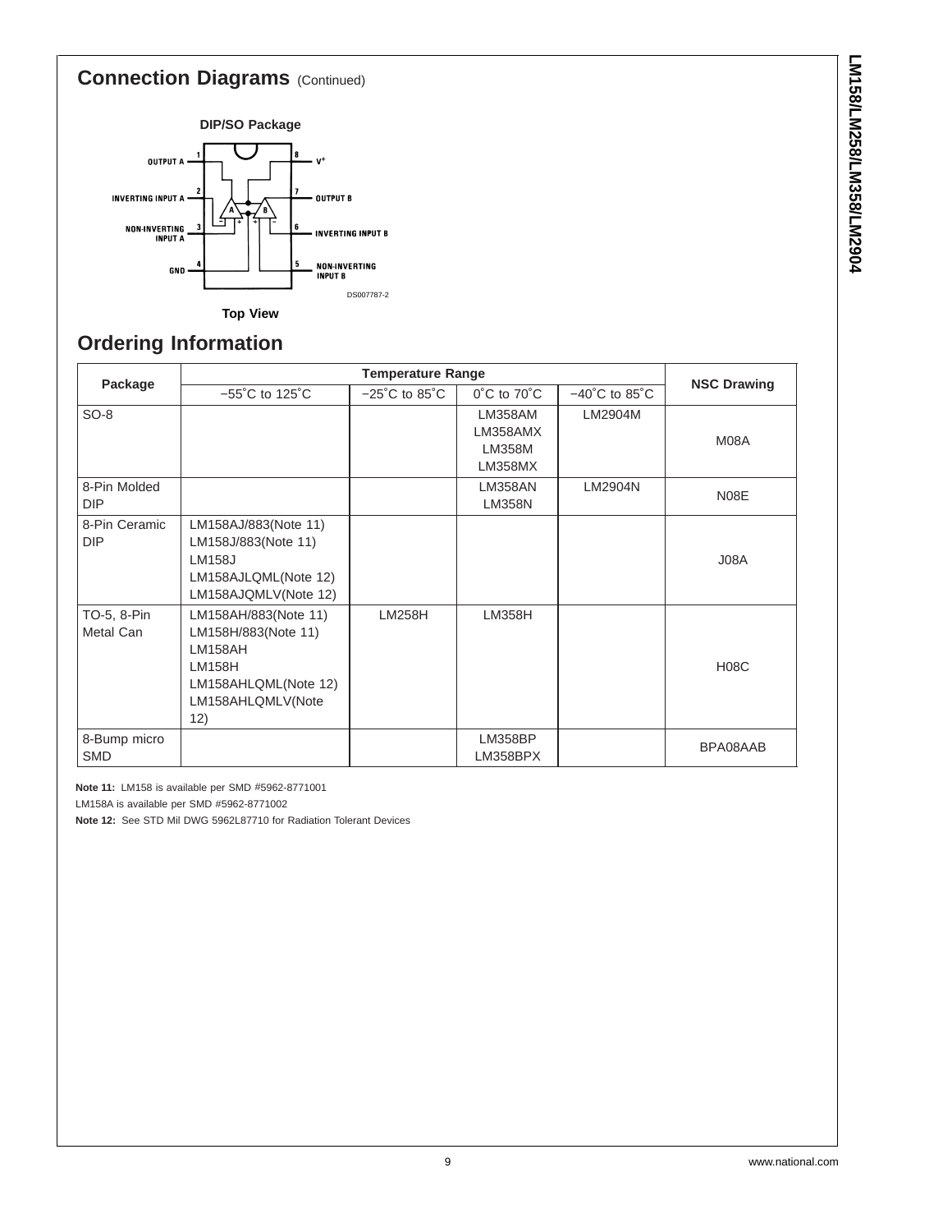## Connection Diagrams (Continued)

**DIP/SO Package**

OUTPUT A 1 | 8 V+
INVERTING INPUT A 2 | 7 OUTPUT B
NON-INVERTING INPUT A 3 | 6 INVERTING INPUT B
GND 4 | 5 NON-INVERTING INPUT B

DS007787-2

**Top View**

## Ordering Information

| Package | Temperature Range | | | | NSC Drawing |
|---|---|---|---|---|---|
| | −55˚C to 125˚C | −25˚C to 85˚C | 0˚C to 70˚C | −40˚C to 85˚C | |
| SO-8 | | | LM358AM<br>LM358AMX<br>LM358M<br>LM358MX | LM2904M | M08A |
| 8-Pin Molded DIP | | | LM358AN<br>LM358N | LM2904N | N08E |
| 8-Pin Ceramic DIP | LM158AJ/883(Note 11)<br>LM158J/883(Note 11)<br>LM158J<br>LM158AJLQML(Note 12)<br>LM158AJQMLV(Note 12) | | | | J08A |
| TO-5, 8-Pin Metal Can | LM158AH/883(Note 11)<br>LM158H/883(Note 11)<br>LM158AH<br>LM158H<br>LM158AHLQML(Note 12)<br>LM158AHLQMLV(Note 12) | LM258H | LM358H | | H08C |
| 8-Bump micro SMD | | | LM358BP<br>LM358BPX | | BPA08AAB |

**Note 11:** LM158 is available per SMD #5962-8771001

LM158A is available per SMD #5962-8771002

**Note 12:** See STD Mil DWG 5962L87710 for Radiation Tolerant Devices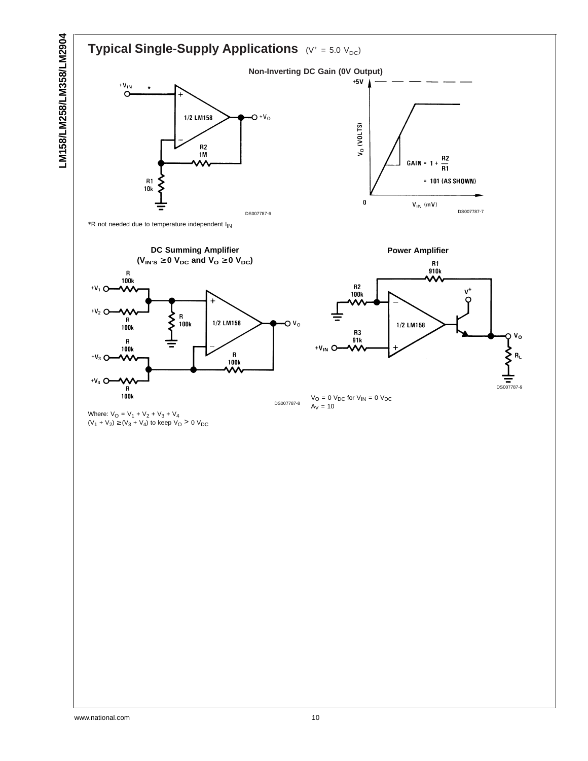## Typical Single-Supply Applications ($V^+ = 5.0\ V_{DC}$)

### Non-Inverting DC Gain (0V Output)

$+V_{IN}$ * 1/2 LM158 $+V_O$ R2 1M R1 10k

DS007787-6

+5V $V_O$ (VOLTS) $GAIN = 1 + \frac{R2}{R1}$ = 101 (AS SHOWN) 0 $V_{IN}$ (mV)

DS007787-7

*R not needed due to temperature independent $I_{IN}$

### DC Summing Amplifier ($V_{IN'S} \geq 0\ V_{DC}$ and $V_O \geq 0\ V_{DC}$)

R 100k $+V_1$ $+V_2$ R 100k R 100k 1/2 LM158 $V_O$ R 100k $+V_3$ R 100k $+V_4$ R 100k

DS007787-8

Where: $V_O = V_1 + V_2 + V_3 + V_4$

$(V_1 + V_2) \geq (V_3 + V_4)$ to keep $V_O > 0\ V_{DC}$

### Power Amplifier

R1 910k R2 100k $V^+$ 1/2 LM158 R3 91k $+V_{IN}$ $V_O$ $R_L$

DS007787-9

$V_O = 0\ V_{DC}$ for $V_{IN} = 0\ V_{DC}$

$A_V = 10$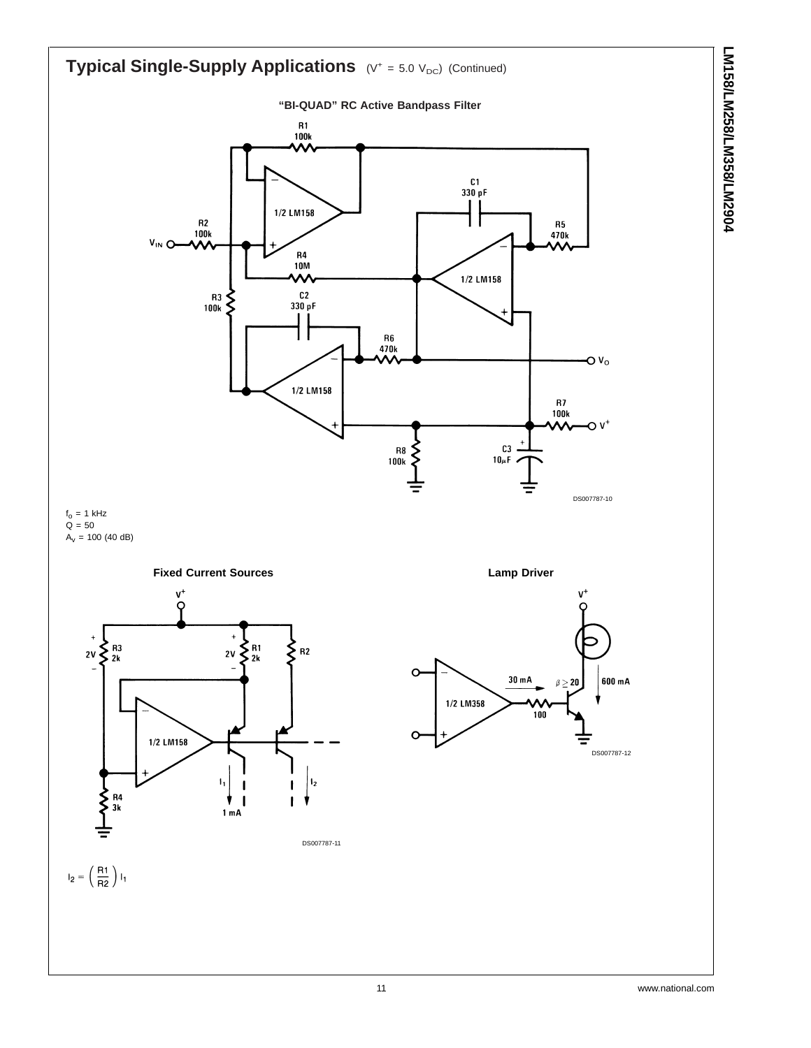## Typical Single-Supply Applications ($V^+ = 5.0\ V_{DC}$) (Continued)

**"BI-QUAD" RC Active Bandpass Filter**

DS007787-10

$f_o = 1$ kHz
$Q = 50$
$A_V = 100$ (40 dB)

**Fixed Current Sources**

DS007787-11

$$I_2 = \left(\frac{R1}{R2}\right) I_1$$

**Lamp Driver**

DS007787-12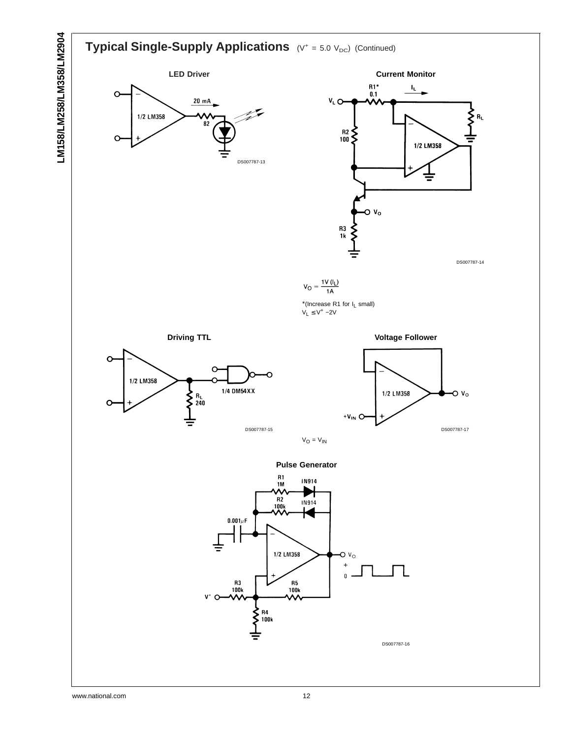## Typical Single-Supply Applications ($V^+ = 5.0\ V_{DC}$) (Continued)

**LED Driver**

DS007787-13

**Current Monitor**

DS007787-14

$$V_O = \frac{1V\,(I_L)}{1A}$$

*(Increase R1 for $I_L$ small)
$V_L \leq V^+ - 2V$

**Driving TTL**

DS007787-15

**Voltage Follower**

DS007787-17

$V_O = V_{IN}$

**Pulse Generator**

DS007787-16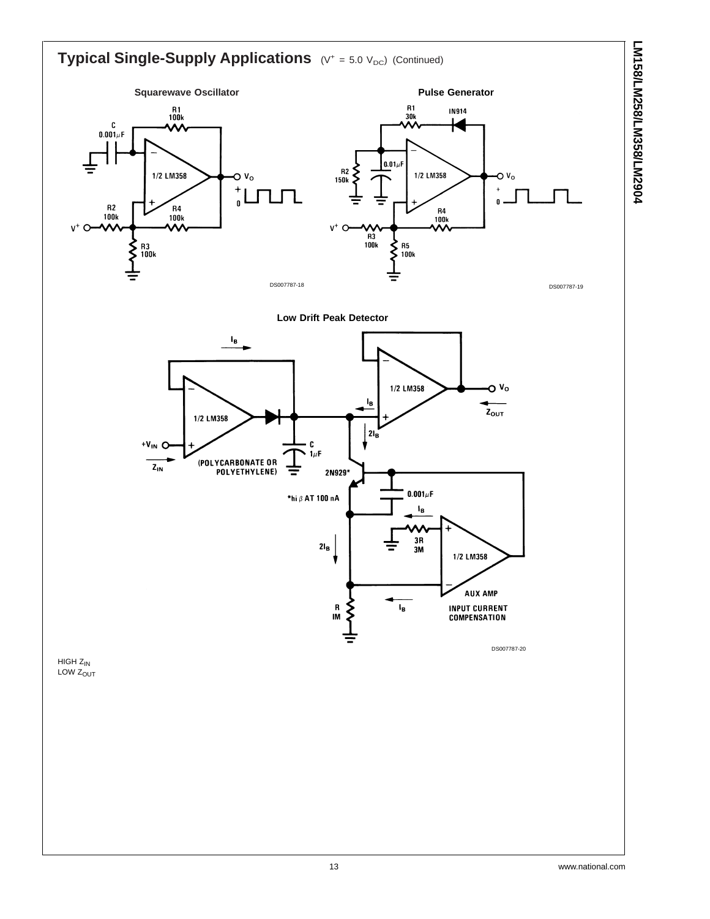## Typical Single-Supply Applications ($V^+ = 5.0\ V_{DC}$) (Continued)

**Squarewave Oscillator**

DS007787-18

**Pulse Generator**

DS007787-19

**Low Drift Peak Detector**

DS007787-20

HIGH $Z_{IN}$
LOW $Z_{OUT}$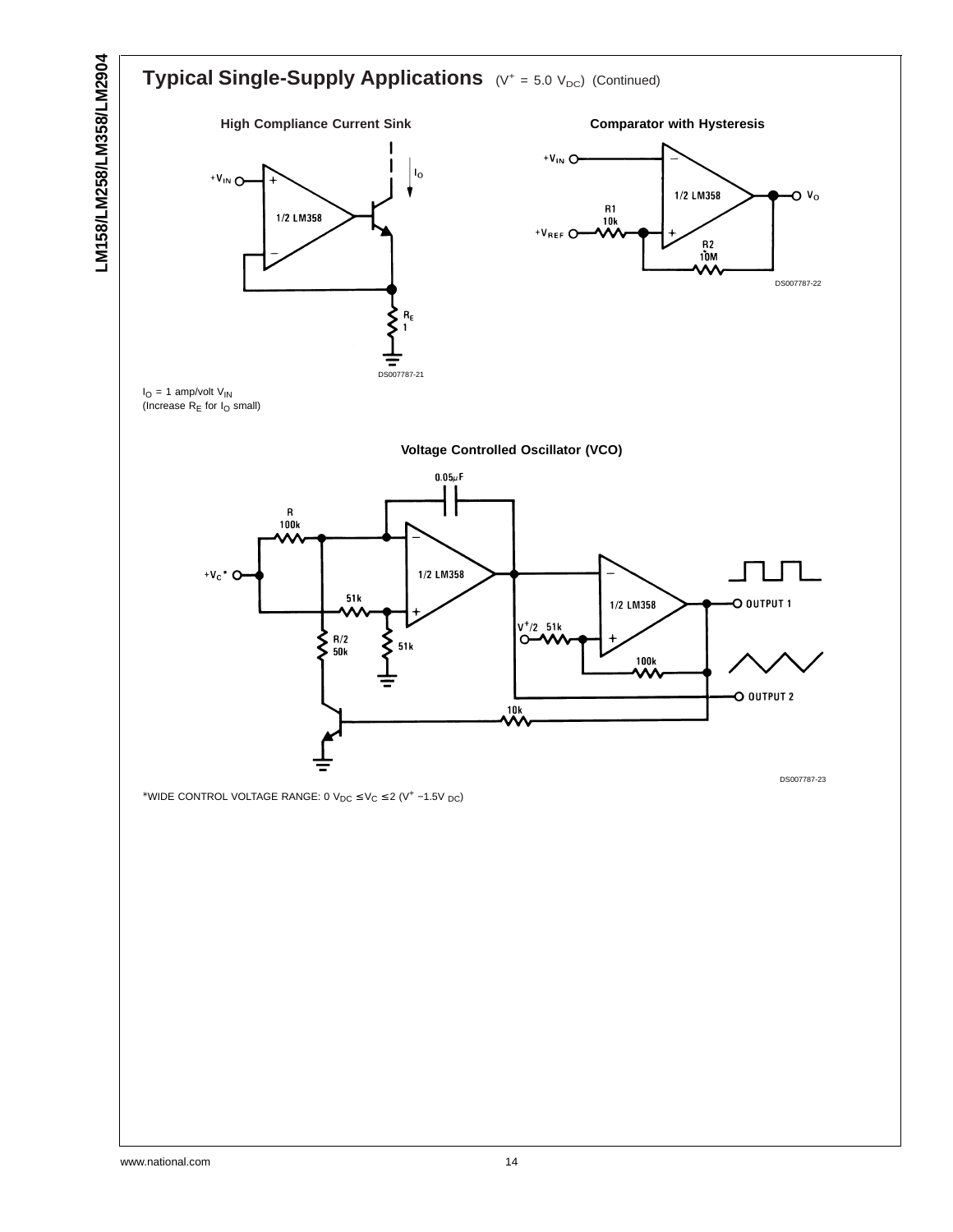## Typical Single-Supply Applications ($V^+ = 5.0\ V_{DC}$) (Continued)

### High Compliance Current Sink

DS007787-21

$I_O$ = 1 amp/volt $V_{IN}$
(Increase $R_E$ for $I_O$ small)

### Comparator with Hysteresis

DS007787-22

### Voltage Controlled Oscillator (VCO)

DS007787-23

*WIDE CONTROL VOLTAGE RANGE: $0\ V_{DC} \leq V_C \leq 2\ (V^+ - 1.5V_{DC})$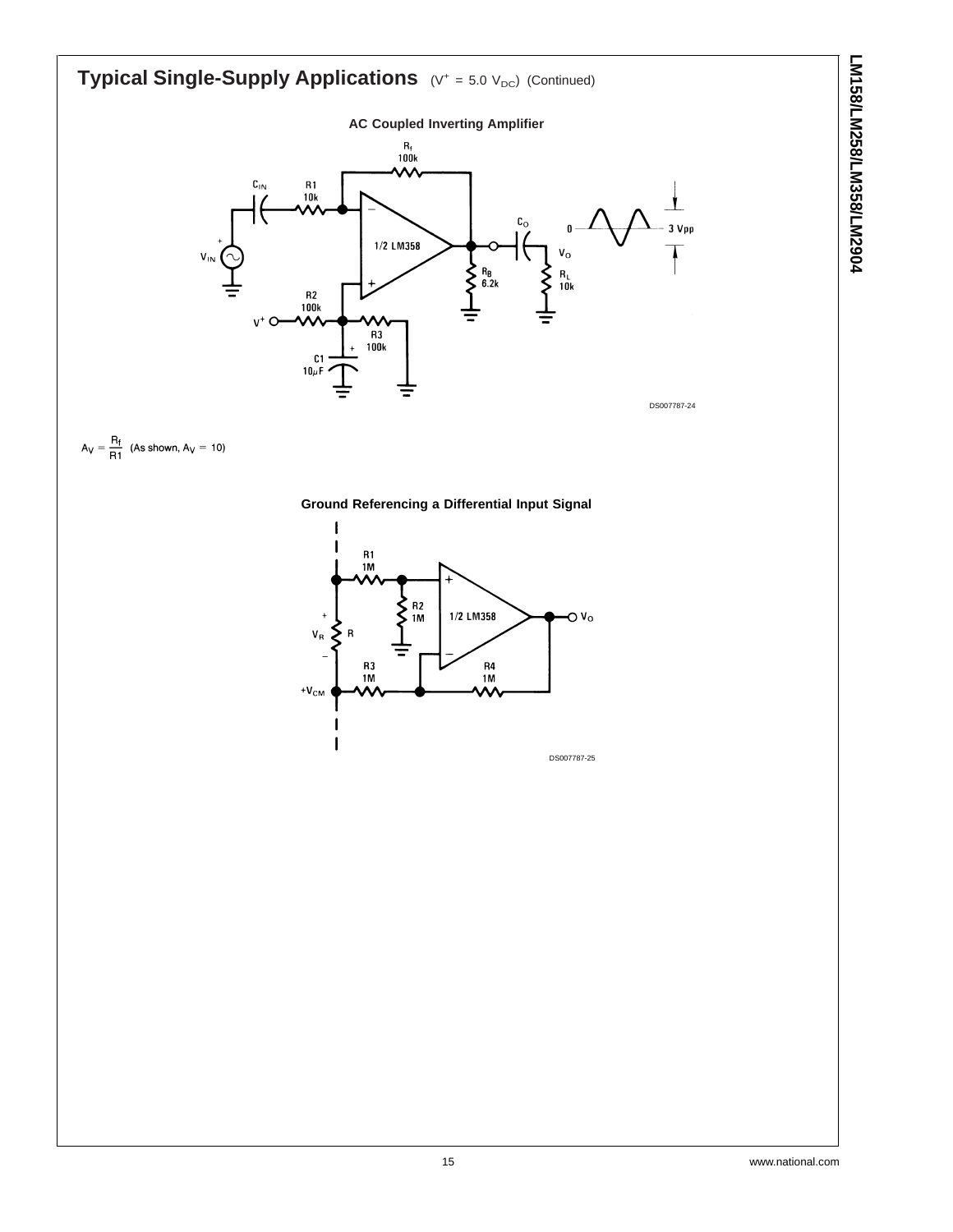## Typical Single-Supply Applications ($V^+ = 5.0\ V_{DC}$) (Continued)

**AC Coupled Inverting Amplifier**

DS007787-24

$$A_V = \frac{R_f}{R1} \text{ (As shown, } A_V = 10\text{)}$$

**Ground Referencing a Differential Input Signal**

DS007787-25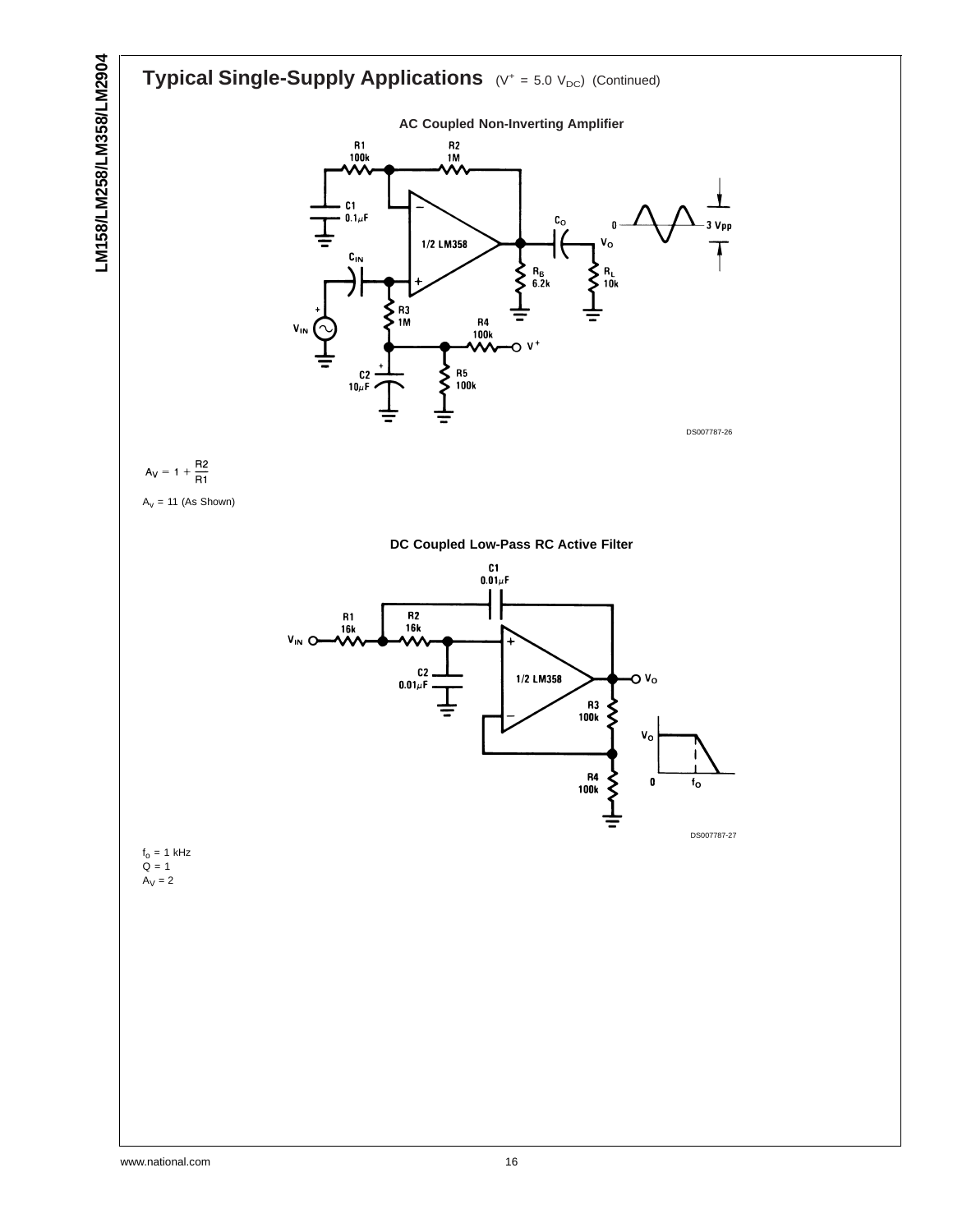## Typical Single-Supply Applications $(V^+ = 5.0\ V_{DC})$ (Continued)

**AC Coupled Non-Inverting Amplifier**

DS007787-26

$$A_V = 1 + \frac{R2}{R1}$$

$A_V = 11$ (As Shown)

**DC Coupled Low-Pass RC Active Filter**

DS007787-27

$f_o = 1$ kHz
Q = 1
$A_V = 2$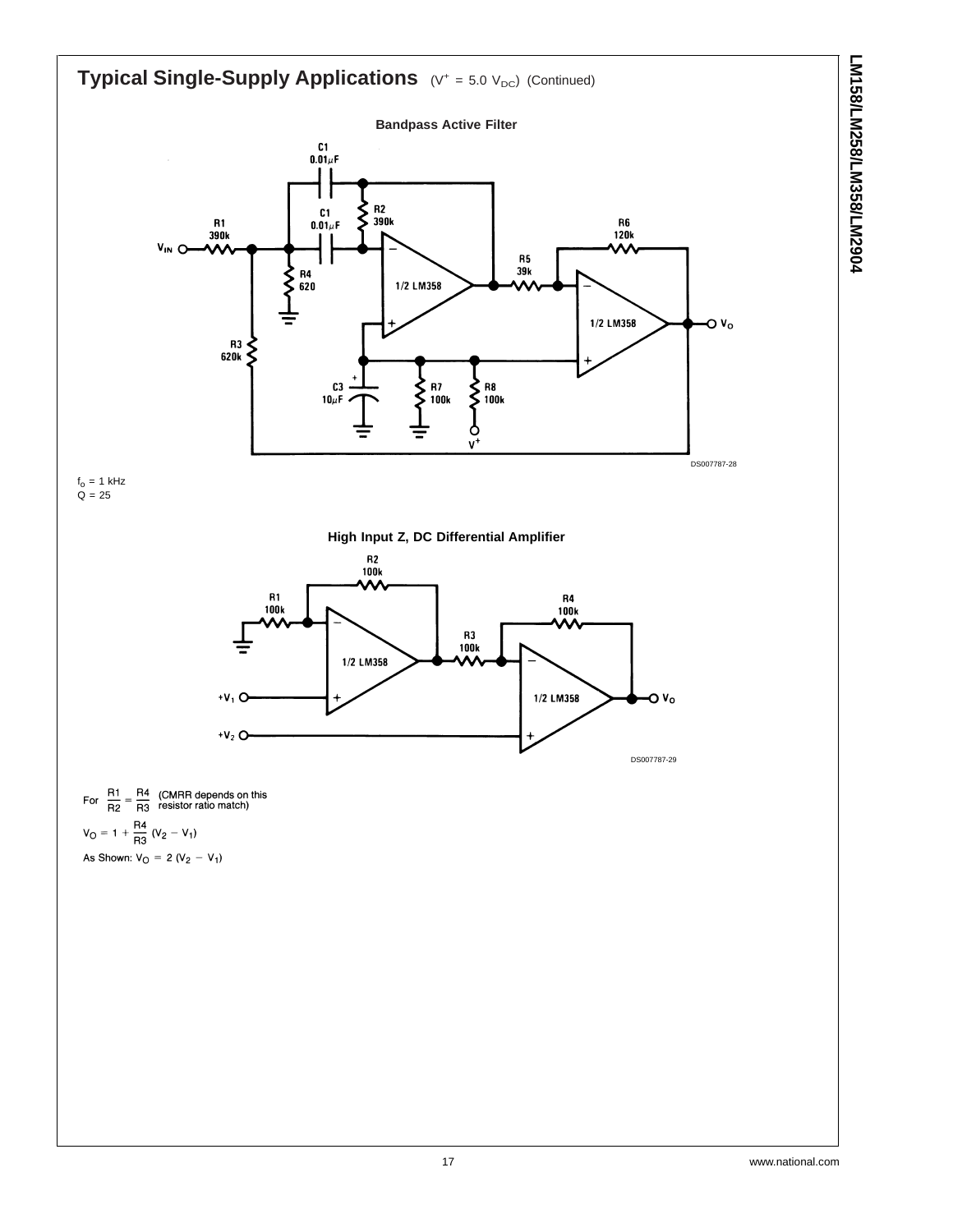## Typical Single-Supply Applications ($V^+ = 5.0\ V_{DC}$) (Continued)

**Bandpass Active Filter**

DS007787-28

$f_O = 1$ kHz
Q = 25

**High Input Z, DC Differential Amplifier**

DS007787-29

For $\frac{R1}{R2} = \frac{R4}{R3}$ (CMRR depends on this resistor ratio match)

$$V_O = 1 + \frac{R4}{R3}\ (V_2 - V_1)$$

As Shown: $V_O = 2\ (V_2 - V_1)$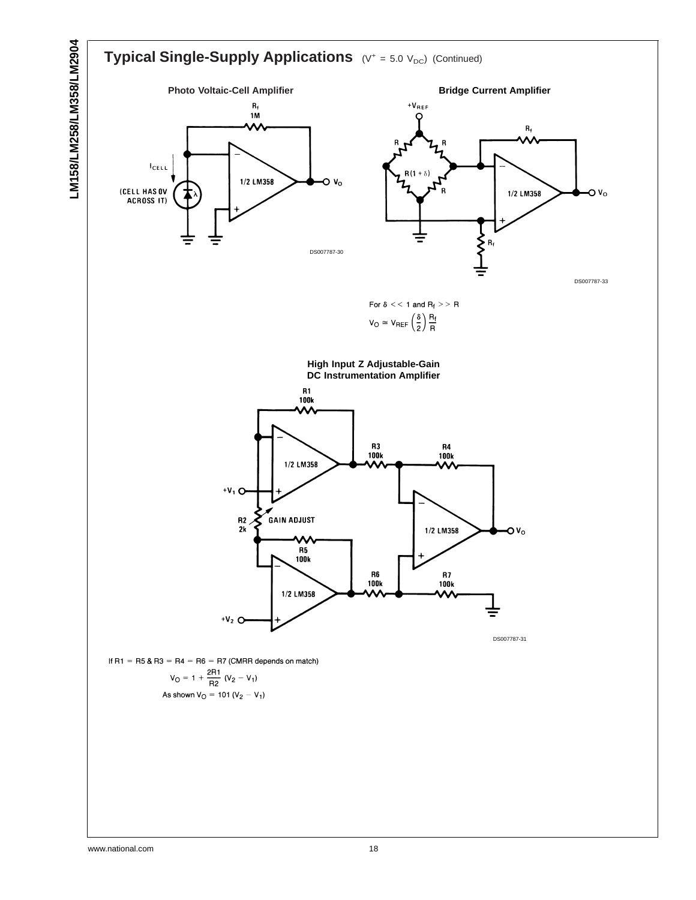## Typical Single-Supply Applications ($V^{+} = 5.0\ V_{DC}$) (Continued)

**Photo Voltaic-Cell Amplifier**

DS007787-30

**Bridge Current Amplifier**

DS007787-33

For $\delta << 1$ and $R_f >> R$

$$V_O \cong V_{REF} \left(\frac{\delta}{2}\right) \frac{R_f}{R}$$

**High Input Z Adjustable-Gain DC Instrumentation Amplifier**

DS007787-31

If R1 = R5 & R3 = R4 = R6 = R7 (CMRR depends on match)

$$V_O = 1 + \frac{2R1}{R2}\ (V_2 - V_1)$$

As shown $V_O = 101\ (V_2 - V_1)$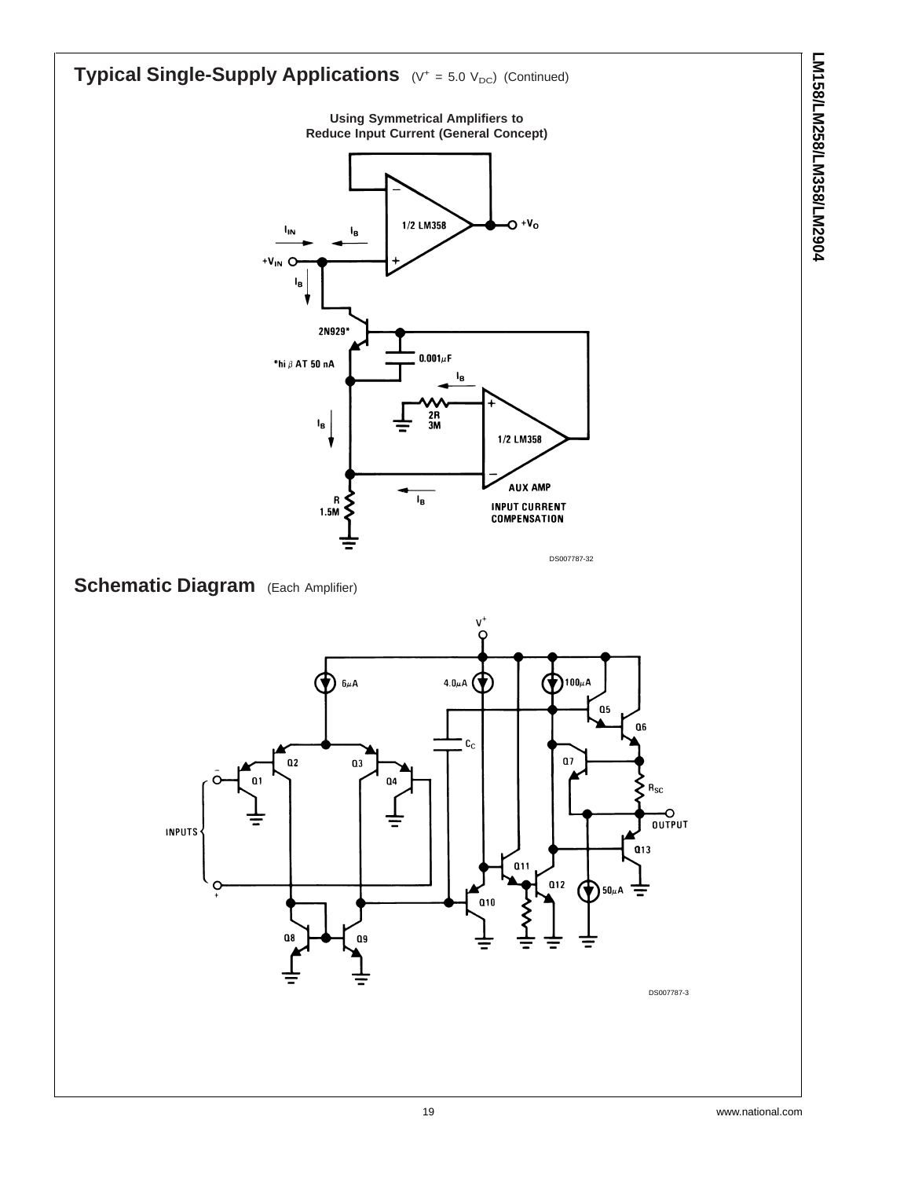## Typical Single-Supply Applications ($V^+ = 5.0\ V_{DC}$) (Continued)

**Using Symmetrical Amplifiers to Reduce Input Current (General Concept)**

DS007787-32

## Schematic Diagram (Each Amplifier)

DS007787-3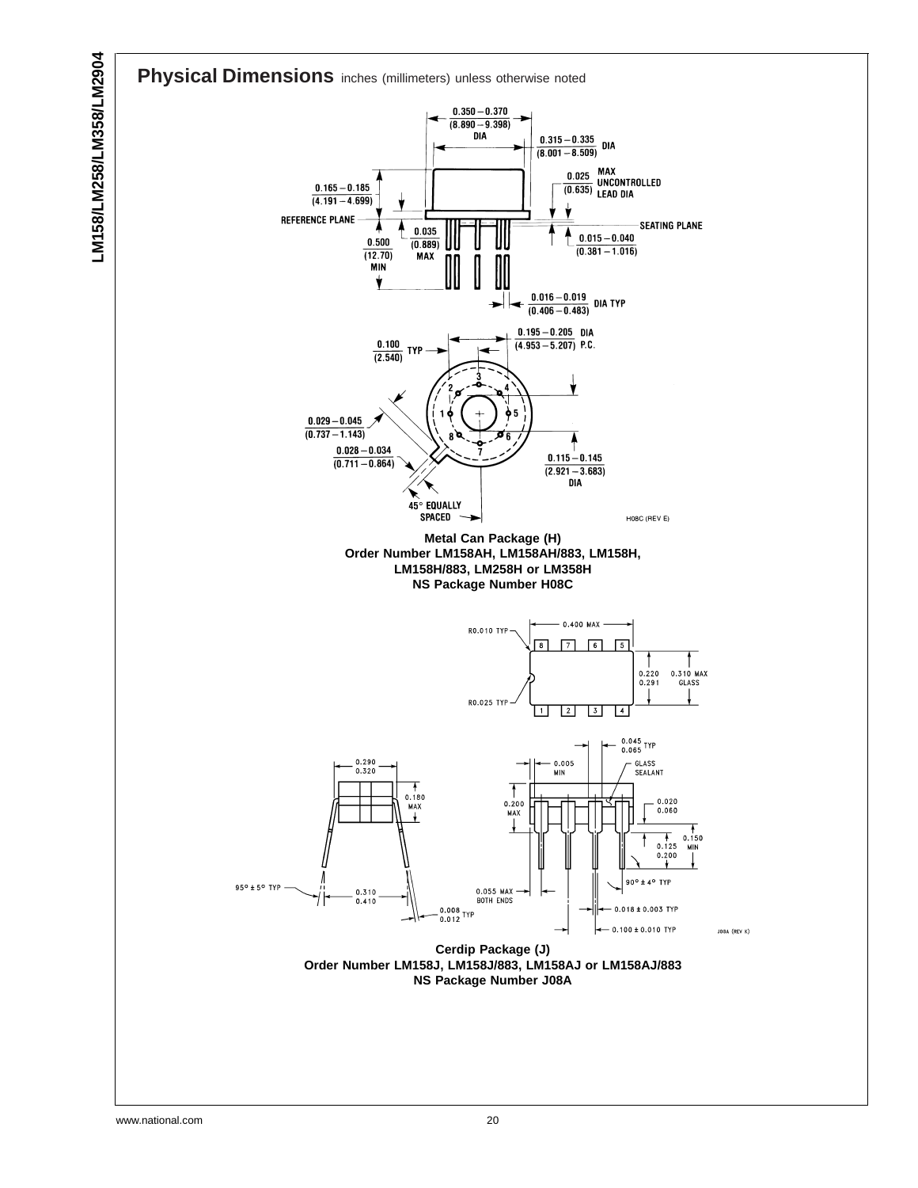## Physical Dimensions inches (millimeters) unless otherwise noted

**Metal Can Package (H)**
**Order Number LM158AH, LM158AH/883, LM158H, LM158H/883, LM258H or LM358H**
**NS Package Number H08C**

**Cerdip Package (J)**
**Order Number LM158J, LM158J/883, LM158AJ or LM158AJ/883**
**NS Package Number J08A**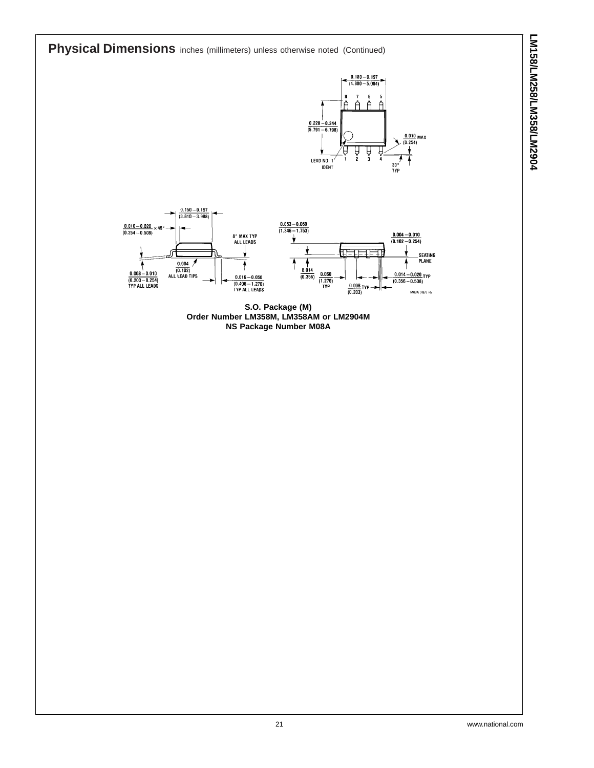## Physical Dimensions inches (millimeters) unless otherwise noted (Continued)

**S.O. Package (M)**
**Order Number LM358M, LM358AM or LM2904M**
**NS Package Number M08A**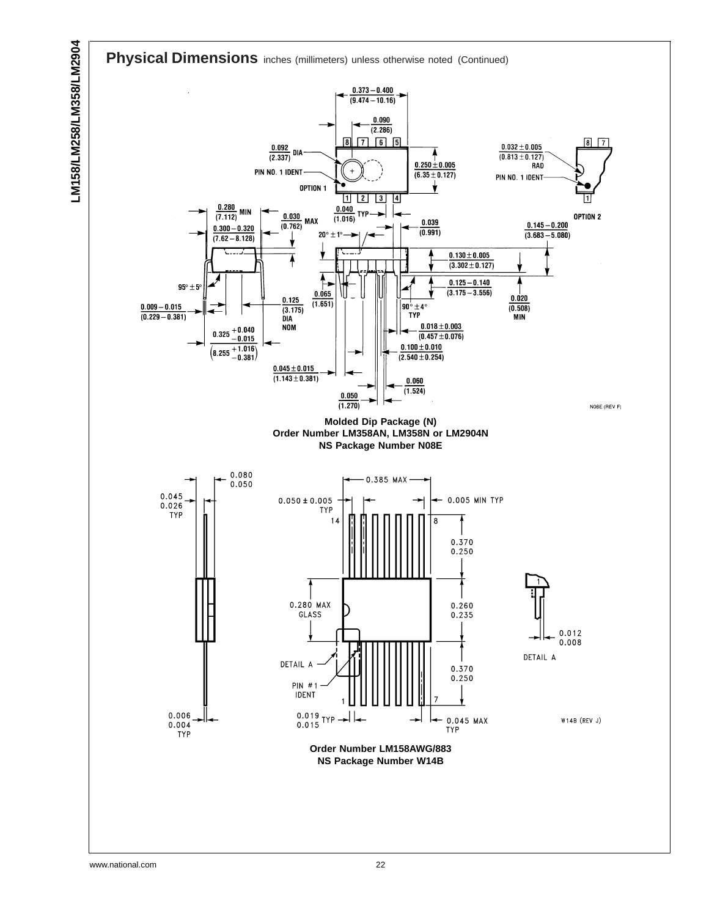## Physical Dimensions inches (millimeters) unless otherwise noted (Continued)

**Molded Dip Package (N)**
**Order Number LM358AN, LM358N or LM2904N**
**NS Package Number N08E**

**Order Number LM158AWG/883**
**NS Package Number W14B**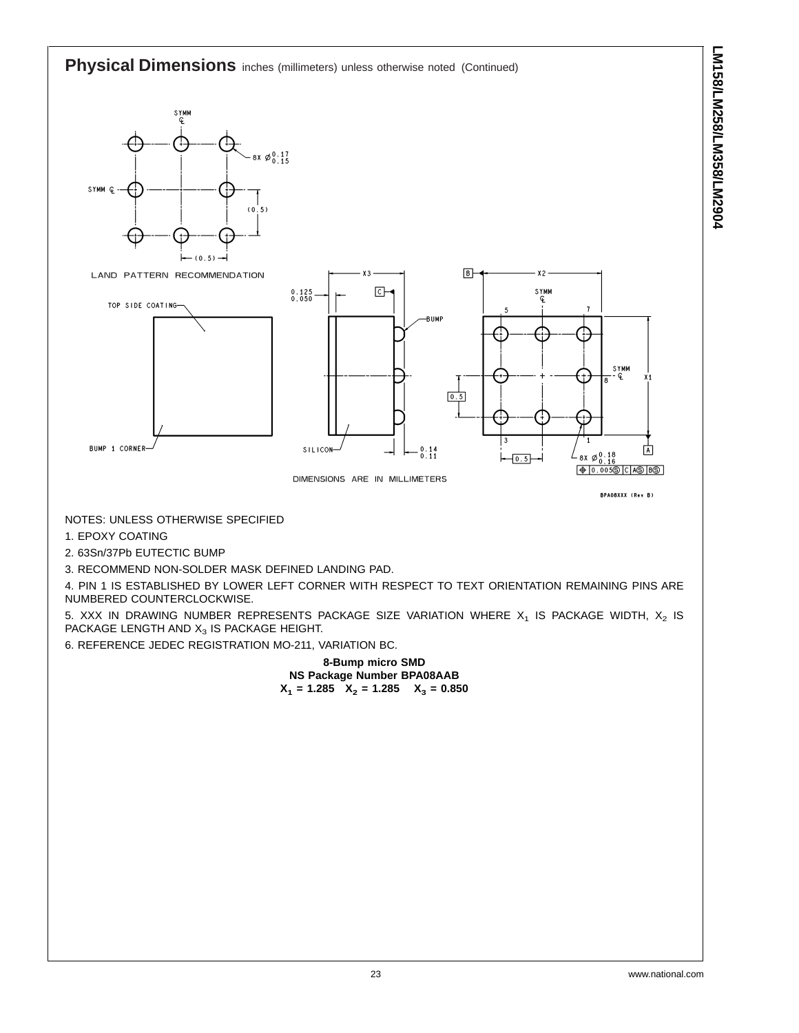## Physical Dimensions inches (millimeters) unless otherwise noted (Continued)

NOTES: UNLESS OTHERWISE SPECIFIED

1. EPOXY COATING

2. 63Sn/37Pb EUTECTIC BUMP

3. RECOMMEND NON-SOLDER MASK DEFINED LANDING PAD.

4. PIN 1 IS ESTABLISHED BY LOWER LEFT CORNER WITH RESPECT TO TEXT ORIENTATION REMAINING PINS ARE NUMBERED COUNTERCLOCKWISE.

5. XXX IN DRAWING NUMBER REPRESENTS PACKAGE SIZE VARIATION WHERE $X_1$ IS PACKAGE WIDTH, $X_2$ IS PACKAGE LENGTH AND $X_3$ IS PACKAGE HEIGHT.

6. REFERENCE JEDEC REGISTRATION MO-211, VARIATION BC.

**8-Bump micro SMD**
**NS Package Number BPA08AAB**
**$X_1$ = 1.285 $X_2$ = 1.285 $X_3$ = 0.850**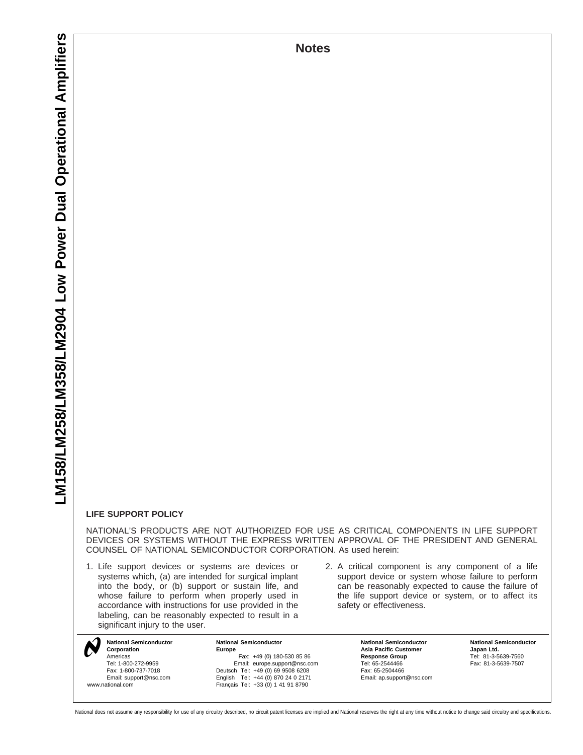## Notes

### LIFE SUPPORT POLICY

NATIONAL'S PRODUCTS ARE NOT AUTHORIZED FOR USE AS CRITICAL COMPONENTS IN LIFE SUPPORT DEVICES OR SYSTEMS WITHOUT THE EXPRESS WRITTEN APPROVAL OF THE PRESIDENT AND GENERAL COUNSEL OF NATIONAL SEMICONDUCTOR CORPORATION. As used herein:

1. Life support devices or systems are devices or systems which, (a) are intended for surgical implant into the body, or (b) support or sustain life, and whose failure to perform when properly used in accordance with instructions for use provided in the labeling, can be reasonably expected to result in a significant injury to the user.

2. A critical component is any component of a life support device or system whose failure to perform can be reasonably expected to cause the failure of the life support device or system, or to affect its safety or effectiveness.

**National Semiconductor Corporation**
Americas
Tel: 1-800-272-9959
Fax: 1-800-737-7018
Email: support@nsc.com
www.national.com

**National Semiconductor Europe**
Fax: +49 (0) 180-530 85 86
Email: europe.support@nsc.com
Deutsch Tel: +49 (0) 69 9508 6208
English Tel: +44 (0) 870 24 0 2171
Français Tel: +33 (0) 1 41 91 8790

**National Semiconductor Asia Pacific Customer Response Group**
Tel: 65-2544466
Fax: 65-2504466
Email: ap.support@nsc.com

**National Semiconductor Japan Ltd.**
Tel: 81-3-5639-7560
Fax: 81-3-5639-7507

National does not assume any responsibility for use of any circuitry described, no circuit patent licenses are implied and National reserves the right at any time without notice to change said circuitry and specifications.